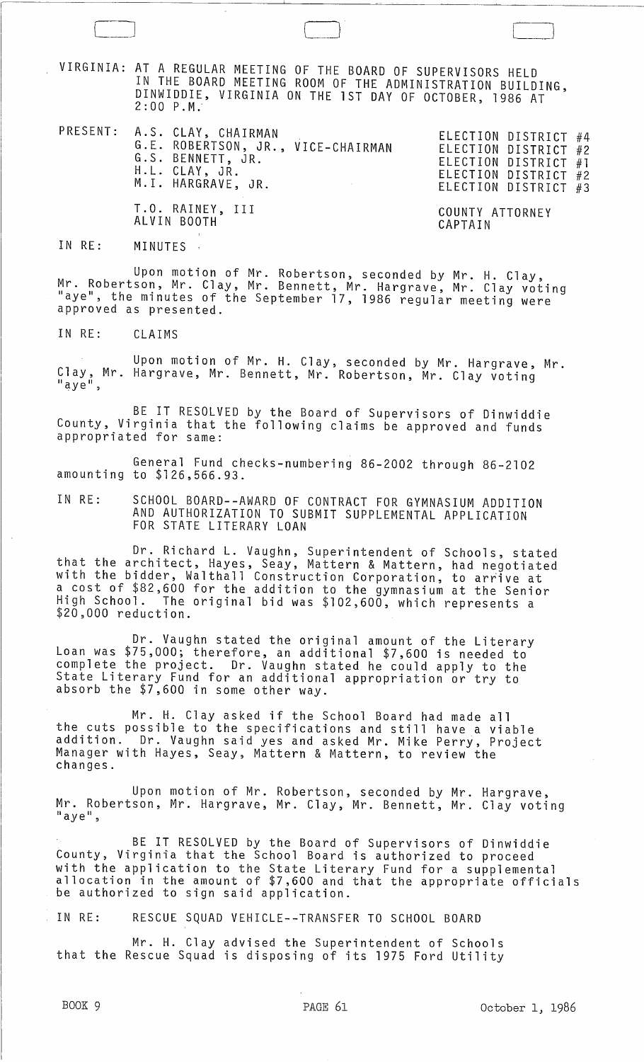VIRGINIA: AT A REGULAR MEETING OF THE BOARD OF SUPERVISORS HELD IN THE BOARD MEETING ROOM OF THE ADMINISTRATION BUILDING, DINWIDDIE, VIRGINIA ON THE 1ST DAY OF OCTOBER, 1986 AT 2:00 P.M.

| PRESENT: | | |
|---|---|---|
| | A.S. CLAY, CHAIRMAN | ELECTION DISTRICT #4 |
| | G.E. ROBERTSON, JR., VICE-CHAIRMAN | ELECTION DISTRICT #2 |
| | G.S. BENNETT, JR. | ELECTION DISTRICT #1 |
| | H.L. CLAY, JR. | ELECTION DISTRICT #2 |
| | M.I. HARGRAVE, JR. | ELECTION DISTRICT #3 |
| | T.O. RAINEY, III | COUNTY ATTORNEY |
| | ALVIN BOOTH | CAPTAIN |

IN RE: MINUTES

Upon motion of Mr. Robertson, seconded by Mr. H. Clay, Mr. Robertson, Mr. Clay, Mr. Bennett, Mr. Hargrave, Mr. Clay voting "aye", the minutes of the September 17, 1986 regular meeting were approved as presented.

IN RE: CLAIMS

Upon motion of Mr. H. Clay, seconded by Mr. Hargrave, Mr. Clay, Mr. Hargrave, Mr. Bennett, Mr. Robertson, Mr. Clay voting "aye",

BE IT RESOLVED by the Board of Supervisors of Dinwiddie County, Virginia that the following claims be approved and funds appropriated for same:

General Fund checks-numbering 86-2002 through 86-2102 amounting to $126,566.93.

IN RE: SCHOOL BOARD--AWARD OF CONTRACT FOR GYMNASIUM ADDITION AND AUTHORIZATION TO SUBMIT SUPPLEMENTAL APPLICATION FOR STATE LITERARY LOAN

Dr. Richard L. Vaughn, Superintendent of Schools, stated that the architect, Hayes, Seay, Mattern & Mattern, had negotiated with the bidder, Walthall Construction Corporation, to arrive at a cost of $82,600 for the addition to the gymnasium at the Senior High School. The original bid was $102,600, which represents a $20,000 reduction.

Dr. Vaughn stated the original amount of the Literary Loan was $75,000; therefore, an additional $7,600 is needed to complete the project. Dr. Vaughn stated he could apply to the State Literary Fund for an additional appropriation or try to absorb the $7,600 in some other way.

Mr. H. Clay asked if the School Board had made all the cuts possible to the specifications and still have a viable addition. Dr. Vaughn said yes and asked Mr. Mike Perry, Project Manager with Hayes, Seay, Mattern & Mattern, to review the changes.

Upon motion of Mr. Robertson, seconded by Mr. Hargrave, Mr. Robertson, Mr. Hargrave, Mr. Clay, Mr. Bennett, Mr. Clay voting "aye",

BE IT RESOLVED by the Board of Supervisors of Dinwiddie County, Virginia that the School Board is authorized to proceed with the application to the State Literary Fund for a supplemental allocation in the amount of $7,600 and that the appropriate officials be authorized to sign said application.

IN RE: RESCUE SQUAD VEHICLE--TRANSFER TO SCHOOL BOARD

Mr. H. Clay advised the Superintendent of Schools that the Rescue Squad is disposing of its 1975 Ford Utility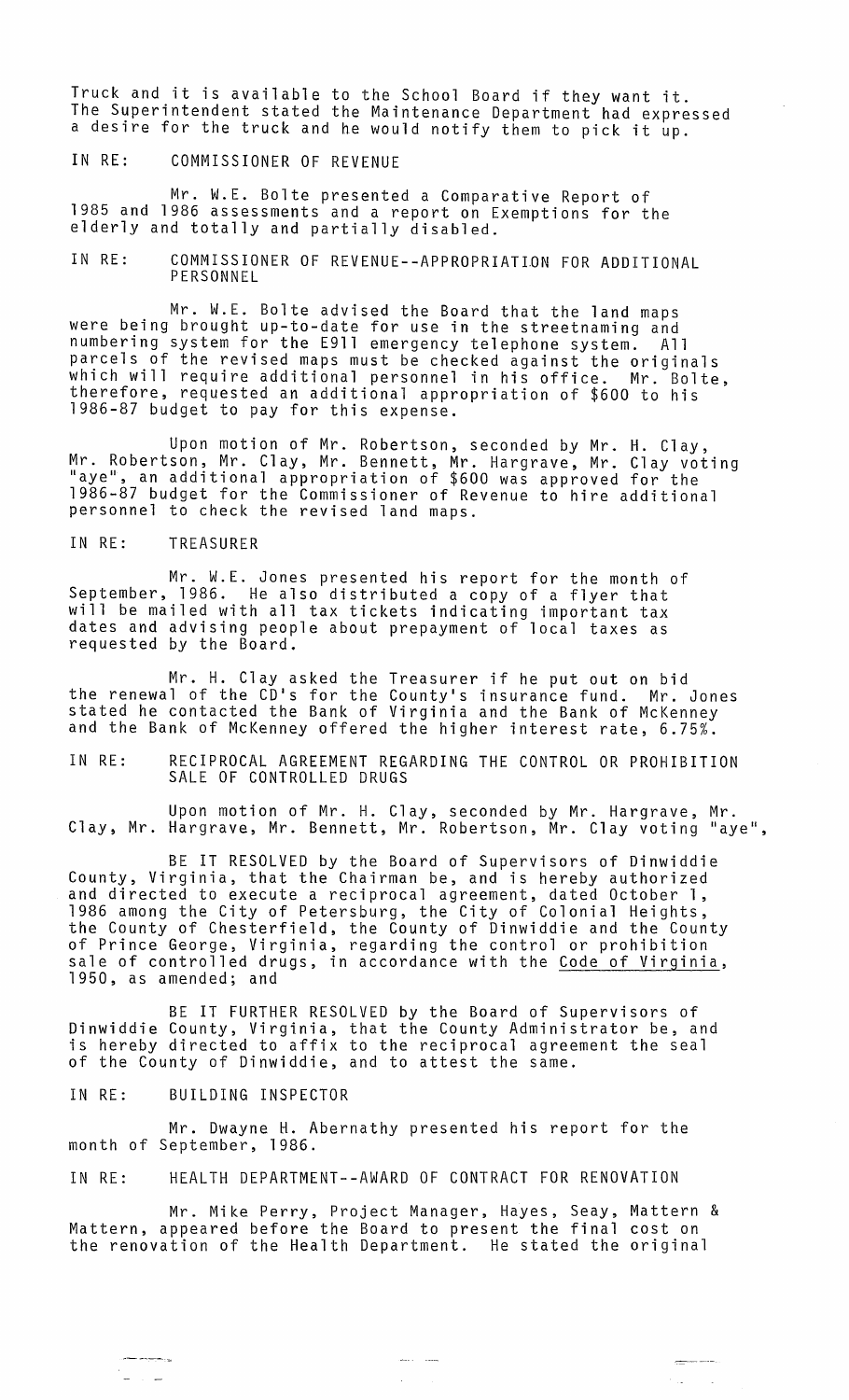Truck and it is available to the School Board if they want it. The Superintendent stated the Maintenance Department had expressed a desire for the truck and he would notify them to pick it up.

IN RE: COMMISSIONER OF REVENUE

Mr. W.E. Bolte presented a Comparative Report of 1985 and 1986 assessments and a report on Exemptions for the elderly and totally and partially disabled.

IN RE: COMMISSIONER OF REVENUE--APPROPRIATION FOR ADDITIONAL PERSONNEL

Mr. W.E. Bolte advised the Board that the land maps were being brought up-to-date for use in the streetnaming and numbering system for the E911 emergency telephone system. All parcels of the revised maps must be checked against the originals which will require additional personnel in his office. Mr. Bolte, therefore, requested an additional appropriation of $600 to his 1986-87 budget to pay for this expense.

Upon motion of Mr. Robertson, seconded by Mr. H. Clay, Mr. Robertson, Mr. Clay, Mr. Bennett, Mr. Hargrave, Mr. Clay voting "aye", an additional appropriation of $600 was approved for the 1986-87 budget for the Commissioner of Revenue to hire additional personnel to check the revised land maps.

IN RE: TREASURER

Mr. W.E. Jones presented his report for the month of September, 1986. He also distributed a copy of a flyer that will be mailed with all tax tickets indicating important tax dates and advising people about prepayment of local taxes as requested by the Board.

Mr. H. Clay asked the Treasurer if he put out on bid the renewal of the CD's for the County's insurance fund. Mr. Jones stated he contacted the Bank of Virginia and the Bank of McKenney and the Bank of McKenney offered the higher interest rate, 6.75%.

IN RE: RECIPROCAL AGREEMENT REGARDING THE CONTROL OR PROHIBITION SALE OF CONTROLLED DRUGS

Upon motion of Mr. H. Clay, seconded by Mr. Hargrave, Mr. Clay, Mr. Hargrave, Mr. Bennett, Mr. Robertson, Mr. Clay voting "aye",

BE IT RESOLVED by the Board of Supervisors of Dinwiddie County, Virginia, that the Chairman be, and is hereby authorized and directed to execute a reciprocal agreement, dated October 1, 1986 among the City of Petersburg, the City of Colonial Heights, the County of Chesterfield, the County of Dinwiddie and the County of Prince George, Virginia, regarding the control or prohibition sale of controlled drugs, in accordance with the Code of Virginia, 1950, as amended; and

BE IT FURTHER RESOLVED by the Board of Supervisors of Dinwiddie County, Virginia, that the County Administrator be, and is hereby directed to affix to the reciprocal agreement the seal of the County of Dinwiddie, and to attest the same.

IN RE: BUILDING INSPECTOR

Mr. Dwayne H. Abernathy presented his report for the month of September, 1986.

IN RE: HEALTH DEPARTMENT--AWARD OF CONTRACT FOR RENOVATION

Mr. Mike Perry, Project Manager, Hayes, Seay, Mattern & Mattern, appeared before the Board to present the final cost on the renovation of the Health Department. He stated the original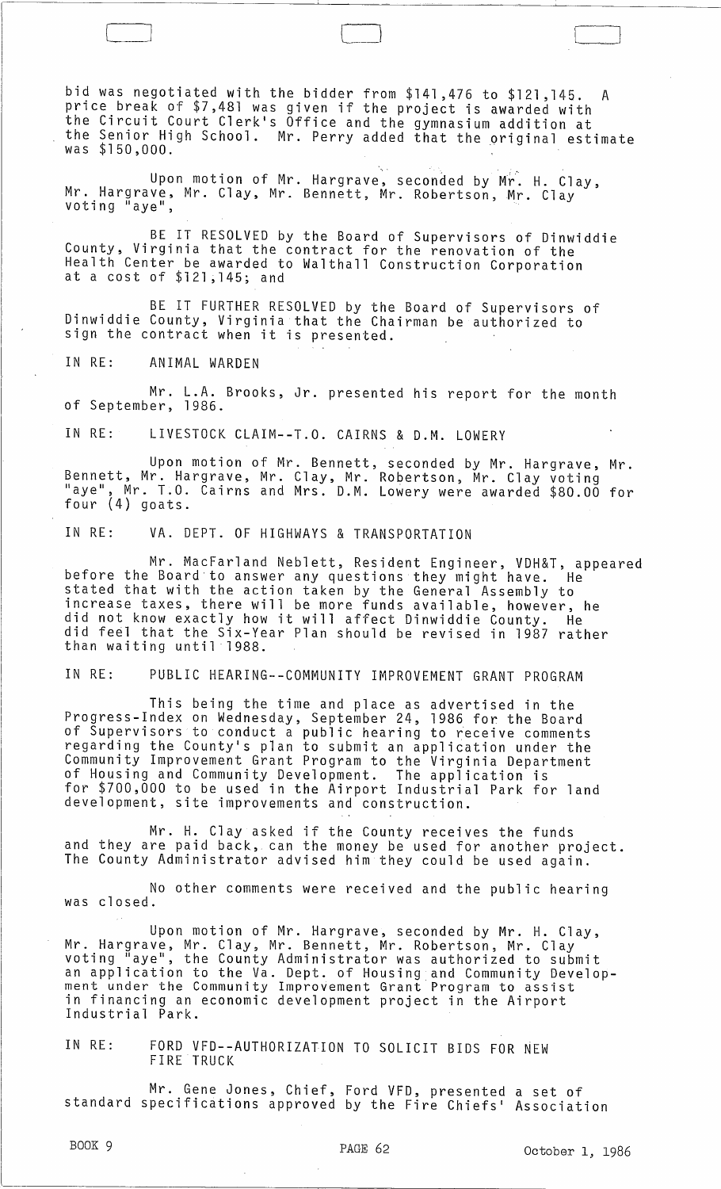bid was negotiated with the bidder from $121,476 to $121,145. A price break of $7,481 was given if the project is awarded with the Circuit Court Clerk's Office and the gymnasium addition at the Senior High School. Mr. Perry added that the original estimate was $150,000.

Upon motion of Mr. Hargrave, seconded by Mr. H. Clay, Mr. Hargrave, Mr. Clay, Mr. Bennett, Mr. Robertson, Mr. Clay voting "aye",

BE IT RESOLVED by the Board of Supervisors of Dinwiddie County, Virginia that the contract for the renovation of the Health Center be awarded to Walthall Construction Corporation at a cost of $121,145; and

BE IT FURTHER RESOLVED by the Board of Supervisors of Dinwiddie County, Virginia that the Chairman be authorized to sign the contract when it is presented.

IN RE: ANIMAL WARDEN

Mr. L.A. Brooks, Jr. presented his report for the month of September, 1986.

IN RE: LIVESTOCK CLAIM--T.O. CAIRNS & D.M. LOWERY

Upon motion of Mr. Bennett, seconded by Mr. Hargrave, Mr. Bennett, Mr. Hargrave, Mr. Clay, Mr. Robertson, Mr. Clay voting "aye", Mr. T.O. Cairns and Mrs. D.M. Lowery were awarded $80.00 for four (4) goats.

IN RE: VA. DEPT. OF HIGHWAYS & TRANSPORTATION

Mr. MacFarland Neblett, Resident Engineer, VDH&T, appeared before the Board to answer any questions they might have. He stated that with the action taken by the General Assembly to increase taxes, there will be more funds available, however, he did not know exactly how it will affect Dinwiddie County. He did feel that the Six-Year Plan should be revised in 1987 rather than waiting until 1988.

IN RE: PUBLIC HEARING--COMMUNITY IMPROVEMENT GRANT PROGRAM

This being the time and place as advertised in the Progress-Index on Wednesday, September 24, 1986 for the Board of Supervisors to conduct a public hearing to receive comments regarding the County's plan to submit an application under the Community Improvement Grant Program to the Virginia Department of Housing and Community Development. The application is for $700,000 to be used in the Airport Industrial Park for land development, site improvements and construction.

Mr. H. Clay asked if the County receives the funds and they are paid back, can the money be used for another project. The County Administrator advised him they could be used again.

No other comments were received and the public hearing was closed.

Upon motion of Mr. Hargrave, seconded by Mr. H. Clay, Mr. Hargrave, Mr. Clay, Mr. Bennett, Mr. Robertson, Mr. Clay voting "aye", the County Administrator was authorized to submit an application to the Va. Dept. of Housing and Community Development under the Community Improvement Grant Program to assist in financing an economic development project in the Airport Industrial Park.

IN RE: FORD VFD--AUTHORIZATION TO SOLICIT BIDS FOR NEW FIRE TRUCK

Mr. Gene Jones, Chief, Ford VFD, presented a set of standard specifications approved by the Fire Chiefs' Association

BOOK 9 PAGE 62 October 1, 1986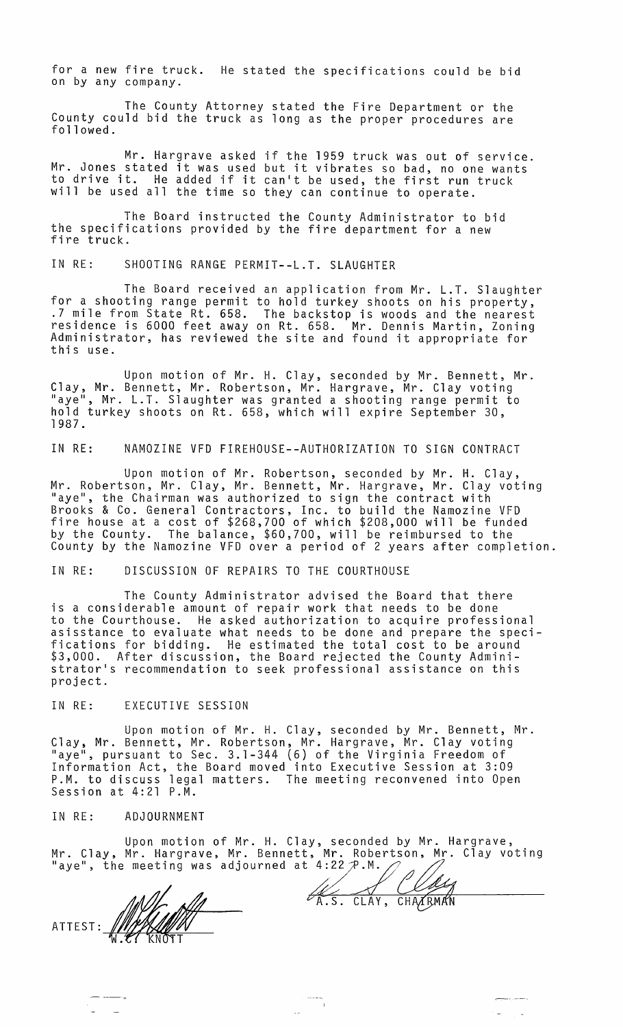for a new fire truck. He stated the specifications could be bid on by any company.

The County Attorney stated the Fire Department or the County could bid the truck as long as the proper procedures are followed.

Mr. Hargrave asked if the 1959 truck was out of service. Mr. Jones stated it was used but it vibrates so bad, no one wants to drive it. He added if it can't be used, the first run truck will be used all the time so they can continue to operate.

The Board instructed the County Administrator to bid the specifications provided by the fire department for a new fire truck.

IN RE: SHOOTING RANGE PERMIT--L.T. SLAUGHTER

The Board received an application from Mr. L.T. Slaughter for a shooting range permit to hold turkey shoots on his property, .7 mile from State Rt. 658. The backstop is woods and the nearest residence is 6000 feet away on Rt. 658. Mr. Dennis Martin, Zoning Administrator, has reviewed the site and found it appropriate for this use.

Upon motion of Mr. H. Clay, seconded by Mr. Bennett, Mr. Clay, Mr. Bennett, Mr. Robertson, Mr. Hargrave, Mr. Clay voting "aye", Mr. L.T. Slaughter was granted a shooting range permit to hold turkey shoots on Rt. 658, which will expire September 30, 1987.

IN RE: NAMOZINE VFD FIREHOUSE--AUTHORIZATION TO SIGN CONTRACT

Upon motion of Mr. Robertson, seconded by Mr. H. Clay, Mr. Robertson, Mr. Clay, Mr. Bennett, Mr. Hargrave, Mr. Clay voting "aye", the Chairman was authorized to sign the contract with Brooks & Co. General Contractors, Inc. to build the Namozine VFD fire house at a cost of $268,700 of which $208,000 will be funded by the County. The balance, $60,700, will be reimbursed to the County by the Namozine VFD over a period of 2 years after completion.

IN RE: DISCUSSION OF REPAIRS TO THE COURTHOUSE

The County Administrator advised the Board that there is a considerable amount of repair work that needs to be done to the Courthouse. He asked authorization to acquire professional asisstance to evaluate what needs to be done and prepare the specifications for bidding. He estimated the total cost to be around $3,000. After discussion, the Board rejected the County Administrator's recommendation to seek professional assistance on this project.

IN RE: EXECUTIVE SESSION

Upon motion of Mr. H. Clay, seconded by Mr. Bennett, Mr. Clay, Mr. Bennett, Mr. Robertson, Mr. Hargrave, Mr. Clay voting "aye", pursuant to Sec. 3.1-344 (6) of the Virginia Freedom of Information Act, the Board moved into Executive Session at 3:09 P.M. to discuss legal matters. The meeting reconvened into Open Session at 4:21 P.M.

IN RE: ADJOURNMENT

Upon motion of Mr. H. Clay, seconded by Mr. Hargrave, Mr. Clay, Mr. Hargrave, Mr. Bennett, Mr. Robertson, Mr. Clay voting "aye", the meeting was adjourned at 4:22 P.M.

A.S. CLAY, CHAIRMAN

ATTEST: W.C. KNOTT